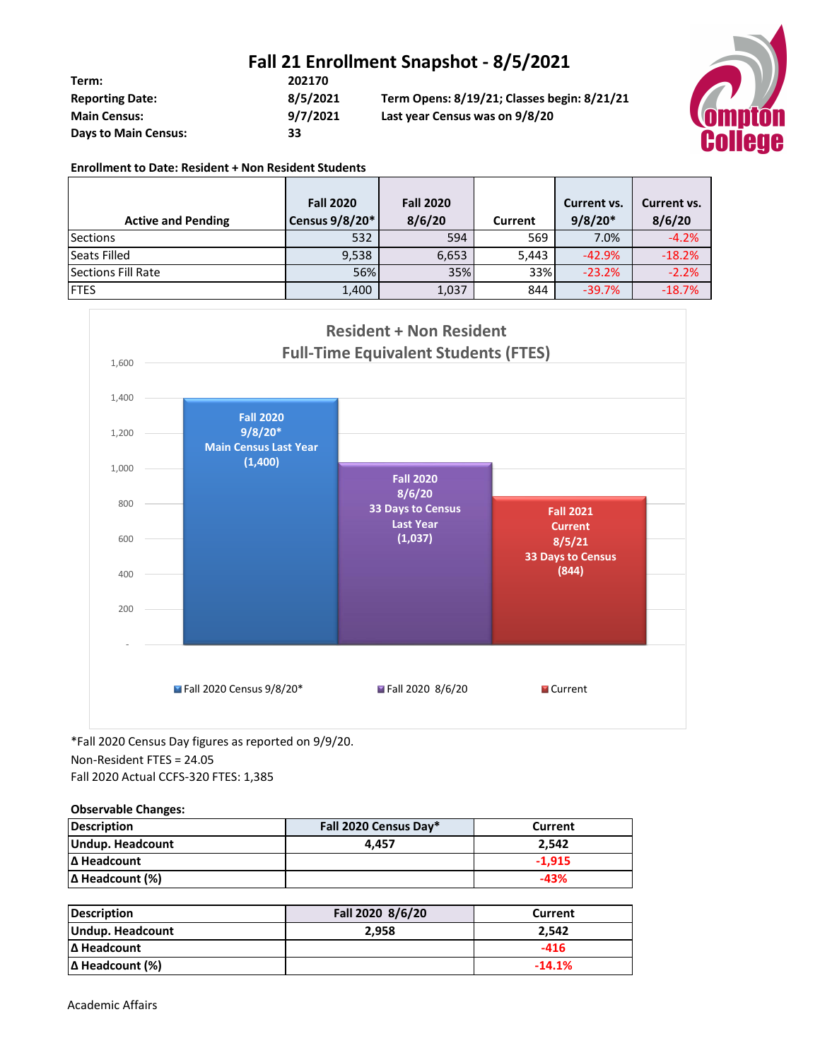# Fall 21 Enrollment Snapshot - 8/5/2021

| | | |
|---|---|---|
| **Term:** | **202170** | |
| **Reporting Date:** | **8/5/2021** | **Term Opens: 8/19/21; Classes begin: 8/21/21** |
| **Main Census:** | **9/7/2021** | **Last year Census was on 9/8/20** |
| **Days to Main Census:** | **33** | |

**Enrollment to Date: Resident + Non Resident Students**

| Active and Pending | Fall 2020 Census 9/8/20* | Fall 2020 8/6/20 | Current | Current vs. 9/8/20* | Current vs. 8/6/20 |
|---|---|---|---|---|---|
| Sections | 532 | 594 | 569 | 7.0% | -4.2% |
| Seats Filled | 9,538 | 6,653 | 5,443 | -42.9% | -18.2% |
| Sections Fill Rate | 56% | 35% | 33% | -23.2% | -2.2% |
| FTES | 1,400 | 1,037 | 844 | -39.7% | -18.7% |

**Resident + Non Resident Full-Time Equivalent Students (FTES)**

| Bar | FTES |
|---|---|
| Fall 2020 9/8/20* Main Census Last Year | 1,400 |
| Fall 2020 8/6/20 33 Days to Census Last Year | 1,037 |
| Fall 2021 Current 8/5/21 33 Days to Census | 844 |

Legend: Fall 2020 Census 9/8/20* | Fall 2020 8/6/20 | Current

*Fall 2020 Census Day figures as reported on 9/9/20.
Non-Resident FTES = 24.05
Fall 2020 Actual CCFS-320 FTES: 1,385

**Observable Changes:**

| Description | Fall 2020 Census Day* | Current |
|---|---|---|
| **Undup. Headcount** | **4,457** | **2,542** |
| **Δ Headcount** | | **-1,915** |
| **Δ Headcount (%)** | | **-43%** |

| Description | Fall 2020 8/6/20 | Current |
|---|---|---|
| **Undup. Headcount** | **2,958** | **2,542** |
| **Δ Headcount** | | **-416** |
| **Δ Headcount (%)** | | **-14.1%** |

Academic Affairs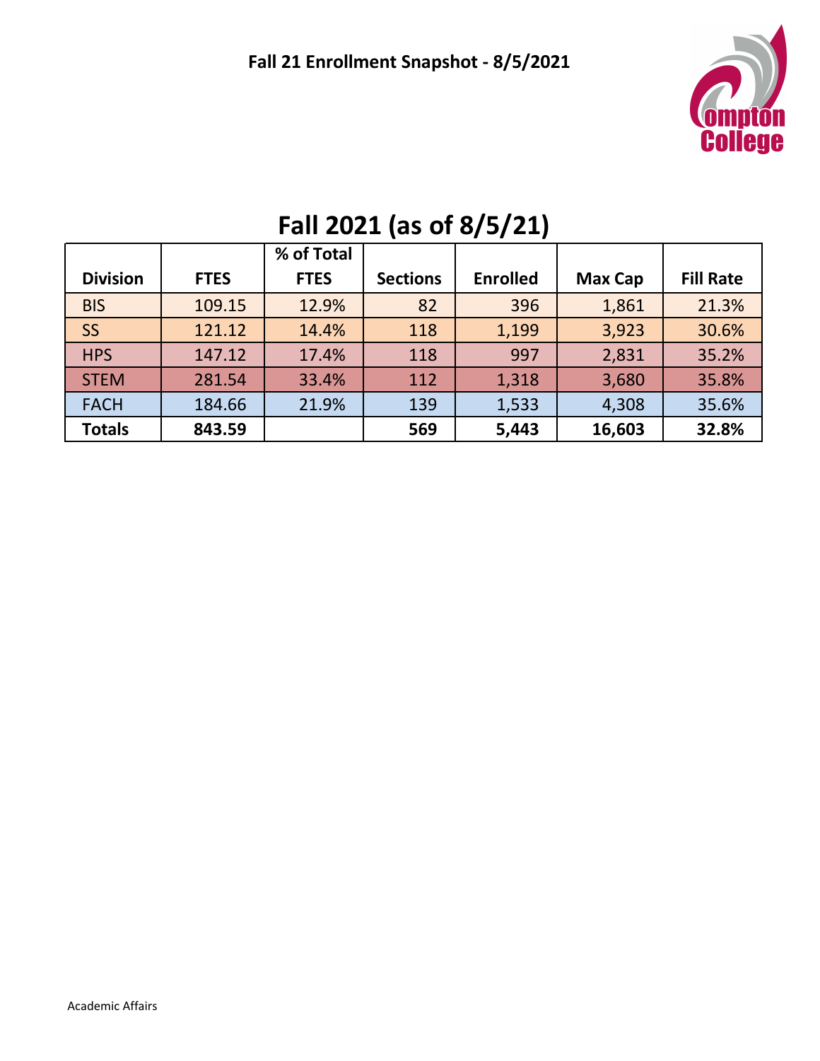# Fall 21 Enrollment Snapshot - 8/5/2021

## Fall 2021 (as of 8/5/21)

| Division | FTES | % of Total FTES | Sections | Enrolled | Max Cap | Fill Rate |
|---|---|---|---|---|---|---|
| BIS | 109.15 | 12.9% | 82 | 396 | 1,861 | 21.3% |
| SS | 121.12 | 14.4% | 118 | 1,199 | 3,923 | 30.6% |
| HPS | 147.12 | 17.4% | 118 | 997 | 2,831 | 35.2% |
| STEM | 281.54 | 33.4% | 112 | 1,318 | 3,680 | 35.8% |
| FACH | 184.66 | 21.9% | 139 | 1,533 | 4,308 | 35.6% |
| **Totals** | **843.59** | | **569** | **5,443** | **16,603** | **32.8%** |

Academic Affairs